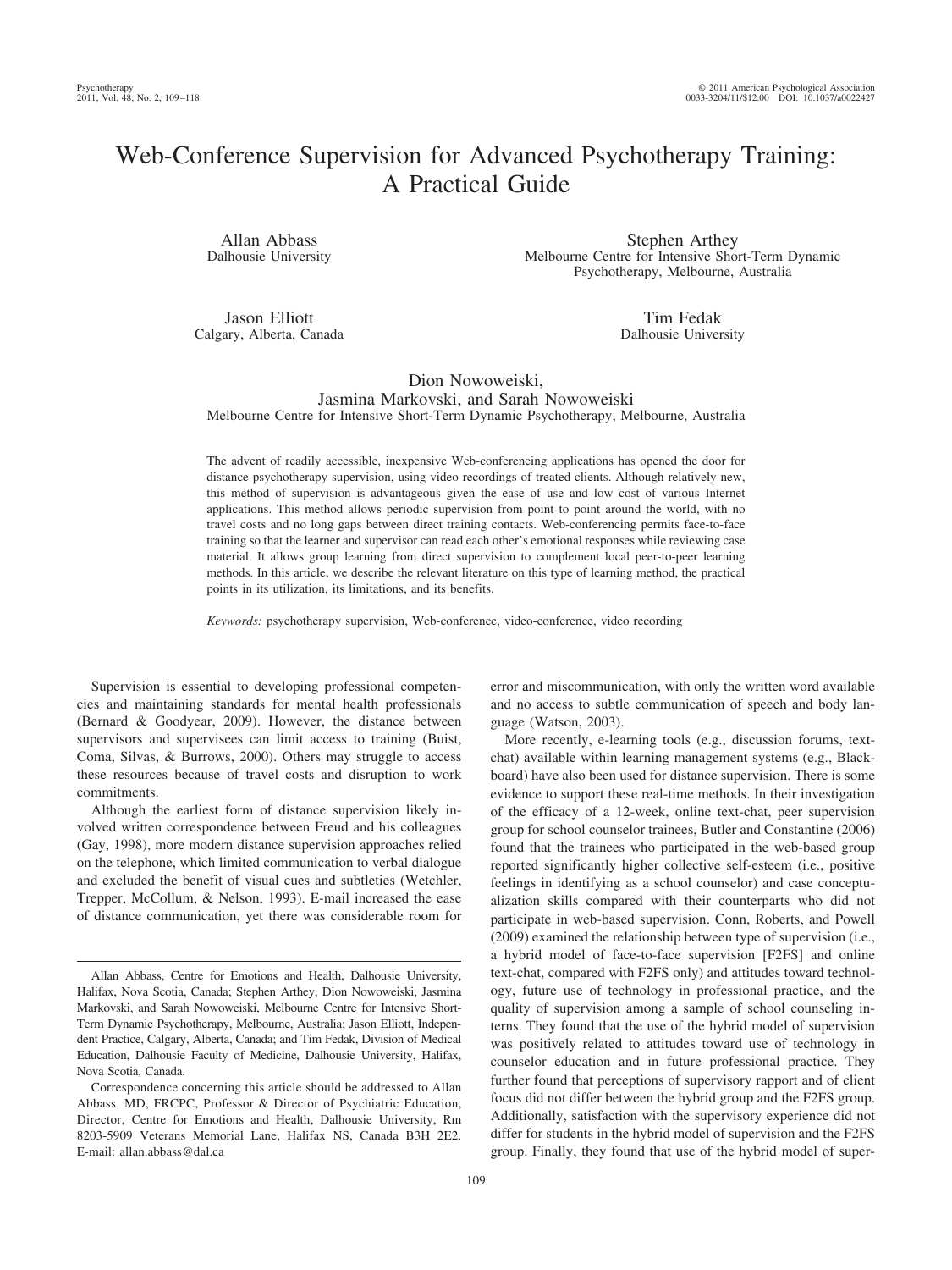# Web-Conference Supervision for Advanced Psychotherapy Training: A Practical Guide

Allan Abbass
Dalhousie University

Stephen Arthey
Melbourne Centre for Intensive Short-Term Dynamic Psychotherapy, Melbourne, Australia

Jason Elliott
Calgary, Alberta, Canada

Tim Fedak
Dalhousie University

Dion Nowoweiski, Jasmina Markovski, and Sarah Nowoweiski
Melbourne Centre for Intensive Short-Term Dynamic Psychotherapy, Melbourne, Australia

The advent of readily accessible, inexpensive Web-conferencing applications has opened the door for distance psychotherapy supervision, using video recordings of treated clients. Although relatively new, this method of supervision is advantageous given the ease of use and low cost of various Internet applications. This method allows periodic supervision from point to point around the world, with no travel costs and no long gaps between direct training contacts. Web-conferencing permits face-to-face training so that the learner and supervisor can read each other's emotional responses while reviewing case material. It allows group learning from direct supervision to complement local peer-to-peer learning methods. In this article, we describe the relevant literature on this type of learning method, the practical points in its utilization, its limitations, and its benefits.

*Keywords:* psychotherapy supervision, Web-conference, video-conference, video recording

Supervision is essential to developing professional competencies and maintaining standards for mental health professionals (Bernard & Goodyear, 2009). However, the distance between supervisors and supervisees can limit access to training (Buist, Coma, Silvas, & Burrows, 2000). Others may struggle to access these resources because of travel costs and disruption to work commitments.

Although the earliest form of distance supervision likely involved written correspondence between Freud and his colleagues (Gay, 1998), more modern distance supervision approaches relied on the telephone, which limited communication to verbal dialogue and excluded the benefit of visual cues and subtleties (Wetchler, Trepper, McCollum, & Nelson, 1993). E-mail increased the ease of distance communication, yet there was considerable room for error and miscommunication, with only the written word available and no access to subtle communication of speech and body language (Watson, 2003).

More recently, e-learning tools (e.g., discussion forums, text-chat) available within learning management systems (e.g., Blackboard) have also been used for distance supervision. There is some evidence to support these real-time methods. In their investigation of the efficacy of a 12-week, online text-chat, peer supervision group for school counselor trainees, Butler and Constantine (2006) found that the trainees who participated in the web-based group reported significantly higher collective self-esteem (i.e., positive feelings in identifying as a school counselor) and case conceptualization skills compared with their counterparts who did not participate in web-based supervision. Conn, Roberts, and Powell (2009) examined the relationship between type of supervision (i.e., a hybrid model of face-to-face supervision [F2FS] and online text-chat, compared with F2FS only) and attitudes toward technology, future use of technology in professional practice, and the quality of supervision among a sample of school counseling interns. They found that the use of the hybrid model of supervision was positively related to attitudes toward use of technology in counselor education and in future professional practice. They further found that perceptions of supervisory rapport and of client focus did not differ between the hybrid group and the F2FS group. Additionally, satisfaction with the supervisory experience did not differ for students in the hybrid model of supervision and the F2FS group. Finally, they found that use of the hybrid model of super-

Allan Abbass, Centre for Emotions and Health, Dalhousie University, Halifax, Nova Scotia, Canada; Stephen Arthey, Dion Nowoweiski, Jasmina Markovski, and Sarah Nowoweiski, Melbourne Centre for Intensive Short-Term Dynamic Psychotherapy, Melbourne, Australia; Jason Elliott, Independent Practice, Calgary, Alberta, Canada; and Tim Fedak, Division of Medical Education, Dalhousie Faculty of Medicine, Dalhousie University, Halifax, Nova Scotia, Canada.

Correspondence concerning this article should be addressed to Allan Abbass, MD, FRCPC, Professor & Director of Psychiatric Education, Director, Centre for Emotions and Health, Dalhousie University, Rm 8203-5909 Veterans Memorial Lane, Halifax NS, Canada B3H 2E2. E-mail: allan.abbass@dal.ca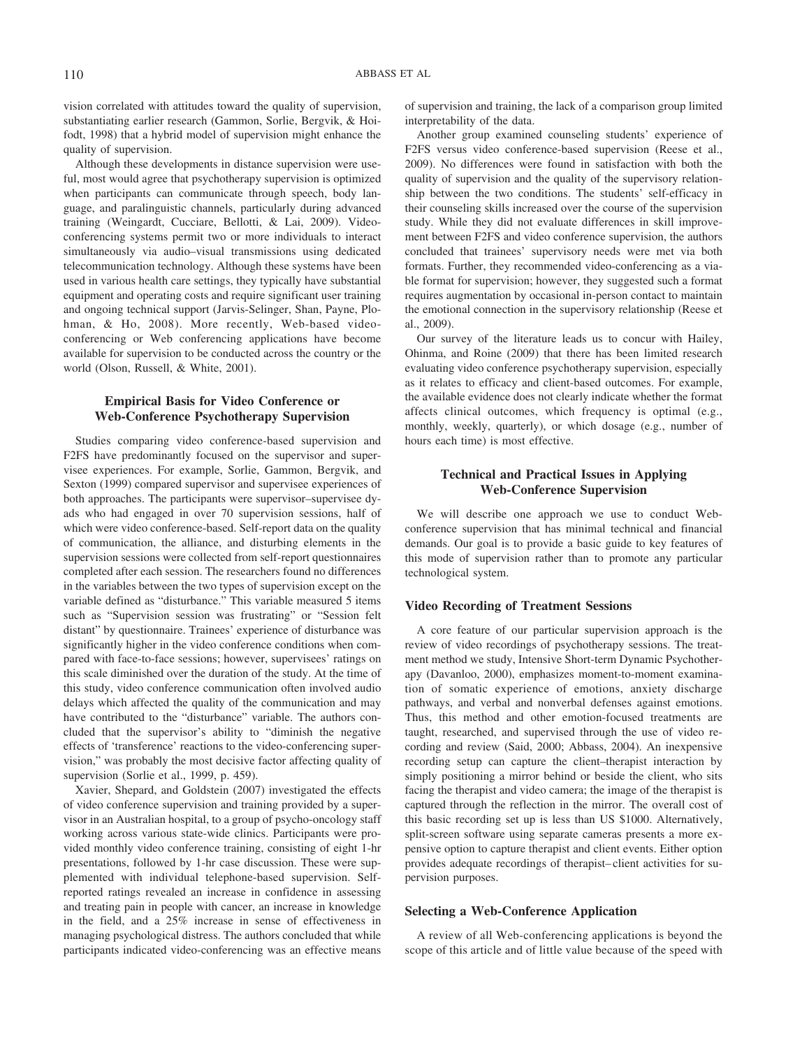vision correlated with attitudes toward the quality of supervision, substantiating earlier research (Gammon, Sorlie, Bergvik, & Hoifodt, 1998) that a hybrid model of supervision might enhance the quality of supervision.

Although these developments in distance supervision were useful, most would agree that psychotherapy supervision is optimized when participants can communicate through speech, body language, and paralinguistic channels, particularly during advanced training (Weingardt, Cucciare, Bellotti, & Lai, 2009). Videoconferencing systems permit two or more individuals to interact simultaneously via audio–visual transmissions using dedicated telecommunication technology. Although these systems have been used in various health care settings, they typically have substantial equipment and operating costs and require significant user training and ongoing technical support (Jarvis-Selinger, Shan, Payne, Plohman, & Ho, 2008). More recently, Web-based videoconferencing or Web conferencing applications have become available for supervision to be conducted across the country or the world (Olson, Russell, & White, 2001).

## Empirical Basis for Video Conference or Web-Conference Psychotherapy Supervision

Studies comparing video conference-based supervision and F2FS have predominantly focused on the supervisor and supervisee experiences. For example, Sorlie, Gammon, Bergvik, and Sexton (1999) compared supervisor and supervisee experiences of both approaches. The participants were supervisor–supervisee dyads who had engaged in over 70 supervision sessions, half of which were video conference-based. Self-report data on the quality of communication, the alliance, and disturbing elements in the supervision sessions were collected from self-report questionnaires completed after each session. The researchers found no differences in the variables between the two types of supervision except on the variable defined as "disturbance." This variable measured 5 items such as "Supervision session was frustrating" or "Session felt distant" by questionnaire. Trainees' experience of disturbance was significantly higher in the video conference conditions when compared with face-to-face sessions; however, supervisees' ratings on this scale diminished over the duration of the study. At the time of this study, video conference communication often involved audio delays which affected the quality of the communication and may have contributed to the "disturbance" variable. The authors concluded that the supervisor's ability to "diminish the negative effects of 'transference' reactions to the video-conferencing supervision," was probably the most decisive factor affecting quality of supervision (Sorlie et al., 1999, p. 459).

Xavier, Shepard, and Goldstein (2007) investigated the effects of video conference supervision and training provided by a supervisor in an Australian hospital, to a group of psycho-oncology staff working across various state-wide clinics. Participants were provided monthly video conference training, consisting of eight 1-hr presentations, followed by 1-hr case discussion. These were supplemented with individual telephone-based supervision. Self-reported ratings revealed an increase in confidence in assessing and treating pain in people with cancer, an increase in knowledge in the field, and a 25% increase in sense of effectiveness in managing psychological distress. The authors concluded that while participants indicated video-conferencing was an effective means of supervision and training, the lack of a comparison group limited interpretability of the data.

Another group examined counseling students' experience of F2FS versus video conference-based supervision (Reese et al., 2009). No differences were found in satisfaction with both the quality of supervision and the quality of the supervisory relationship between the two conditions. The students' self-efficacy in their counseling skills increased over the course of the supervision study. While they did not evaluate differences in skill improvement between F2FS and video conference supervision, the authors concluded that trainees' supervisory needs were met via both formats. Further, they recommended video-conferencing as a viable format for supervision; however, they suggested such a format requires augmentation by occasional in-person contact to maintain the emotional connection in the supervisory relationship (Reese et al., 2009).

Our survey of the literature leads us to concur with Hailey, Ohinma, and Roine (2009) that there has been limited research evaluating video conference psychotherapy supervision, especially as it relates to efficacy and client-based outcomes. For example, the available evidence does not clearly indicate whether the format affects clinical outcomes, which frequency is optimal (e.g., monthly, weekly, quarterly), or which dosage (e.g., number of hours each time) is most effective.

## Technical and Practical Issues in Applying Web-Conference Supervision

We will describe one approach we use to conduct Web-conference supervision that has minimal technical and financial demands. Our goal is to provide a basic guide to key features of this mode of supervision rather than to promote any particular technological system.

### Video Recording of Treatment Sessions

A core feature of our particular supervision approach is the review of video recordings of psychotherapy sessions. The treatment method we study, Intensive Short-term Dynamic Psychotherapy (Davanloo, 2000), emphasizes moment-to-moment examination of somatic experience of emotions, anxiety discharge pathways, and verbal and nonverbal defenses against emotions. Thus, this method and other emotion-focused treatments are taught, researched, and supervised through the use of video recording and review (Said, 2000; Abbass, 2004). An inexpensive recording setup can capture the client–therapist interaction by simply positioning a mirror behind or beside the client, who sits facing the therapist and video camera; the image of the therapist is captured through the reflection in the mirror. The overall cost of this basic recording set up is less than US $1000. Alternatively, split-screen software using separate cameras presents a more expensive option to capture therapist and client events. Either option provides adequate recordings of therapist–client activities for supervision purposes.

### Selecting a Web-Conference Application

A review of all Web-conferencing applications is beyond the scope of this article and of little value because of the speed with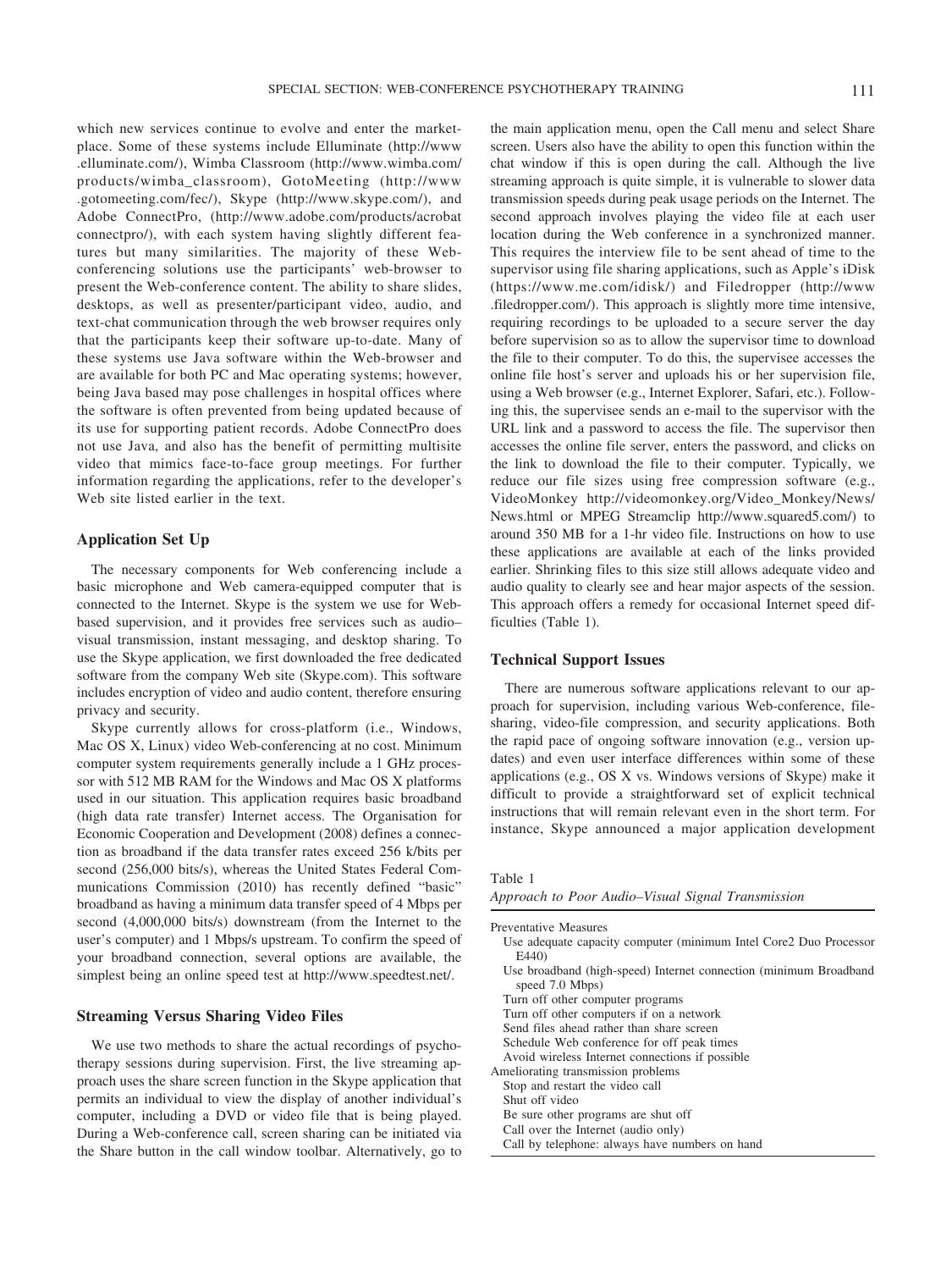which new services continue to evolve and enter the marketplace. Some of these systems include Elluminate (http://www.elluminate.com/), Wimba Classroom (http://www.wimba.com/products/wimba_classroom), GotoMeeting (http://www.gotomeeting.com/fec/), Skype (http://www.skype.com/), and Adobe ConnectPro, (http://www.adobe.com/products/acrobatconnectpro/), with each system having slightly different features but many similarities. The majority of these Web-conferencing solutions use the participants' web-browser to present the Web-conference content. The ability to share slides, desktops, as well as presenter/participant video, audio, and text-chat communication through the web browser requires only that the participants keep their software up-to-date. Many of these systems use Java software within the Web-browser and are available for both PC and Mac operating systems; however, being Java based may pose challenges in hospital offices where the software is often prevented from being updated because of its use for supporting patient records. Adobe ConnectPro does not use Java, and also has the benefit of permitting multisite video that mimics face-to-face group meetings. For further information regarding the applications, refer to the developer's Web site listed earlier in the text.

## Application Set Up

The necessary components for Web conferencing include a basic microphone and Web camera-equipped computer that is connected to the Internet. Skype is the system we use for Web-based supervision, and it provides free services such as audio–visual transmission, instant messaging, and desktop sharing. To use the Skype application, we first downloaded the free dedicated software from the company Web site (Skype.com). This software includes encryption of video and audio content, therefore ensuring privacy and security.

Skype currently allows for cross-platform (i.e., Windows, Mac OS X, Linux) video Web-conferencing at no cost. Minimum computer system requirements generally include a 1 GHz processor with 512 MB RAM for the Windows and Mac OS X platforms used in our situation. This application requires basic broadband (high data rate transfer) Internet access. The Organisation for Economic Cooperation and Development (2008) defines a connection as broadband if the data transfer rates exceed 256 k/bits per second (256,000 bits/s), whereas the United States Federal Communications Commission (2010) has recently defined "basic" broadband as having a minimum data transfer speed of 4 Mbps per second (4,000,000 bits/s) downstream (from the Internet to the user's computer) and 1 Mbps/s upstream. To confirm the speed of your broadband connection, several options are available, the simplest being an online speed test at http://www.speedtest.net/.

## Streaming Versus Sharing Video Files

We use two methods to share the actual recordings of psychotherapy sessions during supervision. First, the live streaming approach uses the share screen function in the Skype application that permits an individual to view the display of another individual's computer, including a DVD or video file that is being played. During a Web-conference call, screen sharing can be initiated via the Share button in the call window toolbar. Alternatively, go to the main application menu, open the Call menu and select Share screen. Users also have the ability to open this function within the chat window if this is open during the call. Although the live streaming approach is quite simple, it is vulnerable to slower data transmission speeds during peak usage periods on the Internet. The second approach involves playing the video file at each user location during the Web conference in a synchronized manner. This requires the interview file to be sent ahead of time to the supervisor using file sharing applications, such as Apple's iDisk (https://www.me.com/idisk/) and Filedropper (http://www.filedropper.com/). This approach is slightly more time intensive, requiring recordings to be uploaded to a secure server the day before supervision so as to allow the supervisor time to download the file to their computer. To do this, the supervisee accesses the online file host's server and uploads his or her supervision file, using a Web browser (e.g., Internet Explorer, Safari, etc.). Following this, the supervisee sends an e-mail to the supervisor with the URL link and a password to access the file. The supervisor then accesses the online file server, enters the password, and clicks on the link to download the file to their computer. Typically, we reduce our file sizes using free compression software (e.g., VideoMonkey http://videomonkey.org/Video_Monkey/News/News.html or MPEG Streamclip http://www.squared5.com/) to around 350 MB for a 1-hr video file. Instructions on how to use these applications are available at each of the links provided earlier. Shrinking files to this size still allows adequate video and audio quality to clearly see and hear major aspects of the session. This approach offers a remedy for occasional Internet speed difficulties (Table 1).

## Technical Support Issues

There are numerous software applications relevant to our approach for supervision, including various Web-conference, file-sharing, video-file compression, and security applications. Both the rapid pace of ongoing software innovation (e.g., version updates) and even user interface differences within some of these applications (e.g., OS X vs. Windows versions of Skype) make it difficult to provide a straightforward set of explicit technical instructions that will remain relevant even in the short term. For instance, Skype announced a major application development

Table 1
*Approach to Poor Audio–Visual Signal Transmission*

| |
|---|
| Preventative Measures |
| Use adequate capacity computer (minimum Intel Core2 Duo Processor E440) |
| Use broadband (high-speed) Internet connection (minimum Broadband speed 7.0 Mbps) |
| Turn off other computer programs |
| Turn off other computers if on a network |
| Send files ahead rather than share screen |
| Schedule Web conference for off peak times |
| Avoid wireless Internet connections if possible |
| Ameliorating transmission problems |
| Stop and restart the video call |
| Shut off video |
| Be sure other programs are shut off |
| Call over the Internet (audio only) |
| Call by telephone: always have numbers on hand |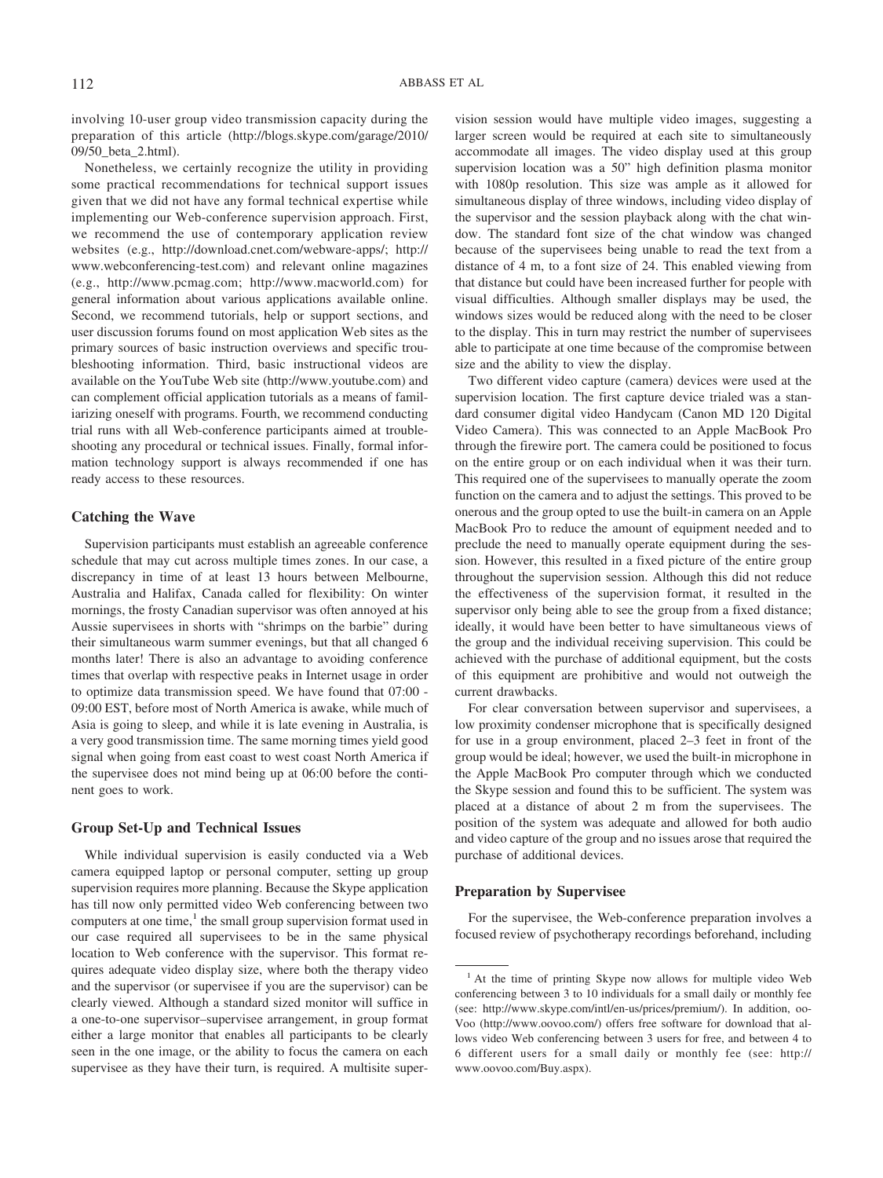involving 10-user group video transmission capacity during the preparation of this article (http://blogs.skype.com/garage/2010/09/50_beta_2.html).

Nonetheless, we certainly recognize the utility in providing some practical recommendations for technical support issues given that we did not have any formal technical expertise while implementing our Web-conference supervision approach. First, we recommend the use of contemporary application review websites (e.g., http://download.cnet.com/webware-apps/; http://www.webconferencing-test.com) and relevant online magazines (e.g., http://www.pcmag.com; http://www.macworld.com) for general information about various applications available online. Second, we recommend tutorials, help or support sections, and user discussion forums found on most application Web sites as the primary sources of basic instruction overviews and specific troubleshooting information. Third, basic instructional videos are available on the YouTube Web site (http://www.youtube.com) and can complement official application tutorials as a means of familiarizing oneself with programs. Fourth, we recommend conducting trial runs with all Web-conference participants aimed at troubleshooting any procedural or technical issues. Finally, formal information technology support is always recommended if one has ready access to these resources.

## Catching the Wave

Supervision participants must establish an agreeable conference schedule that may cut across multiple times zones. In our case, a discrepancy in time of at least 13 hours between Melbourne, Australia and Halifax, Canada called for flexibility: On winter mornings, the frosty Canadian supervisor was often annoyed at his Aussie supervisees in shorts with "shrimps on the barbie" during their simultaneous warm summer evenings, but that all changed 6 months later! There is also an advantage to avoiding conference times that overlap with respective peaks in Internet usage in order to optimize data transmission speed. We have found that 07:00 - 09:00 EST, before most of North America is awake, while much of Asia is going to sleep, and while it is late evening in Australia, is a very good transmission time. The same morning times yield good signal when going from east coast to west coast North America if the supervisee does not mind being up at 06:00 before the continent goes to work.

## Group Set-Up and Technical Issues

While individual supervision is easily conducted via a Web camera equipped laptop or personal computer, setting up group supervision requires more planning. Because the Skype application has till now only permitted video Web conferencing between two computers at one time,[1] the small group supervision format used in our case required all supervisees to be in the same physical location to Web conference with the supervisor. This format requires adequate video display size, where both the therapy video and the supervisor (or supervisee if you are the supervisor) can be clearly viewed. Although a standard sized monitor will suffice in a one-to-one supervisor–supervisee arrangement, in group format either a large monitor that enables all participants to be clearly seen in the one image, or the ability to focus the camera on each supervisee as they have their turn, is required. A multisite supervision session would have multiple video images, suggesting a larger screen would be required at each site to simultaneously accommodate all images. The video display used at this group supervision location was a 50" high definition plasma monitor with 1080p resolution. This size was ample as it allowed for simultaneous display of three windows, including video display of the supervisor and the session playback along with the chat window. The standard font size of the chat window was changed because of the supervisees being unable to read the text from a distance of 4 m, to a font size of 24. This enabled viewing from that distance but could have been increased further for people with visual difficulties. Although smaller displays may be used, the windows sizes would be reduced along with the need to be closer to the display. This in turn may restrict the number of supervisees able to participate at one time because of the compromise between size and the ability to view the display.

Two different video capture (camera) devices were used at the supervision location. The first capture device trialed was a standard consumer digital video Handycam (Canon MD 120 Digital Video Camera). This was connected to an Apple MacBook Pro through the firewire port. The camera could be positioned to focus on the entire group or on each individual when it was their turn. This required one of the supervisees to manually operate the zoom function on the camera and to adjust the settings. This proved to be onerous and the group opted to use the built-in camera on an Apple MacBook Pro to reduce the amount of equipment needed and to preclude the need to manually operate equipment during the session. However, this resulted in a fixed picture of the entire group throughout the supervision session. Although this did not reduce the effectiveness of the supervision format, it resulted in the supervisor only being able to see the group from a fixed distance; ideally, it would have been better to have simultaneous views of the group and the individual receiving supervision. This could be achieved with the purchase of additional equipment, but the costs of this equipment are prohibitive and would not outweigh the current drawbacks.

For clear conversation between supervisor and supervisees, a low proximity condenser microphone that is specifically designed for use in a group environment, placed 2–3 feet in front of the group would be ideal; however, we used the built-in microphone in the Apple MacBook Pro computer through which we conducted the Skype session and found this to be sufficient. The system was placed at a distance of about 2 m from the supervisees. The position of the system was adequate and allowed for both audio and video capture of the group and no issues arose that required the purchase of additional devices.

## Preparation by Supervisee

For the supervisee, the Web-conference preparation involves a focused review of psychotherapy recordings beforehand, including

[1] At the time of printing Skype now allows for multiple video Web conferencing between 3 to 10 individuals for a small daily or monthly fee (see: http://www.skype.com/intl/en-us/prices/premium/). In addition, ooVoo (http://www.oovoo.com/) offers free software for download that allows video Web conferencing between 3 users for free, and between 4 to 6 different users for a small daily or monthly fee (see: http://www.oovoo.com/Buy.aspx).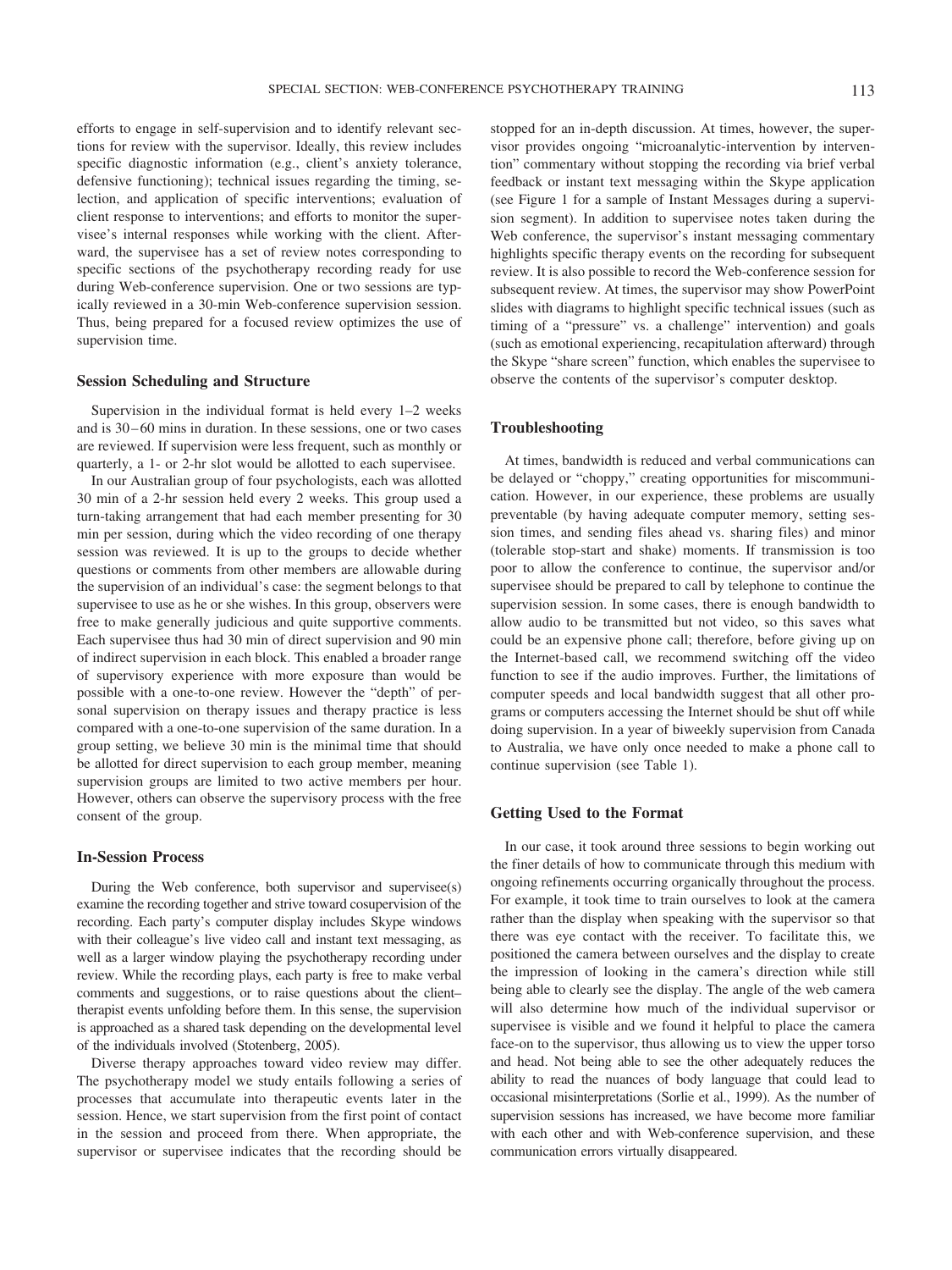efforts to engage in self-supervision and to identify relevant sections for review with the supervisor. Ideally, this review includes specific diagnostic information (e.g., client's anxiety tolerance, defensive functioning); technical issues regarding the timing, selection, and application of specific interventions; evaluation of client response to interventions; and efforts to monitor the supervisee's internal responses while working with the client. Afterward, the supervisee has a set of review notes corresponding to specific sections of the psychotherapy recording ready for use during Web-conference supervision. One or two sessions are typically reviewed in a 30-min Web-conference supervision session. Thus, being prepared for a focused review optimizes the use of supervision time.

### Session Scheduling and Structure

Supervision in the individual format is held every 1–2 weeks and is 30–60 mins in duration. In these sessions, one or two cases are reviewed. If supervision were less frequent, such as monthly or quarterly, a 1- or 2-hr slot would be allotted to each supervisee.

In our Australian group of four psychologists, each was allotted 30 min of a 2-hr session held every 2 weeks. This group used a turn-taking arrangement that had each member presenting for 30 min per session, during which the video recording of one therapy session was reviewed. It is up to the groups to decide whether questions or comments from other members are allowable during the supervision of an individual's case: the segment belongs to that supervisee to use as he or she wishes. In this group, observers were free to make generally judicious and quite supportive comments. Each supervisee thus had 30 min of direct supervision and 90 min of indirect supervision in each block. This enabled a broader range of supervisory experience with more exposure than would be possible with a one-to-one review. However the "depth" of personal supervision on therapy issues and therapy practice is less compared with a one-to-one supervision of the same duration. In a group setting, we believe 30 min is the minimal time that should be allotted for direct supervision to each group member, meaning supervision groups are limited to two active members per hour. However, others can observe the supervisory process with the free consent of the group.

### In-Session Process

During the Web conference, both supervisor and supervisee(s) examine the recording together and strive toward cosupervision of the recording. Each party's computer display includes Skype windows with their colleague's live video call and instant text messaging, as well as a larger window playing the psychotherapy recording under review. While the recording plays, each party is free to make verbal comments and suggestions, or to raise questions about the client–therapist events unfolding before them. In this sense, the supervision is approached as a shared task depending on the developmental level of the individuals involved (Stotenberg, 2005).

Diverse therapy approaches toward video review may differ. The psychotherapy model we study entails following a series of processes that accumulate into therapeutic events later in the session. Hence, we start supervision from the first point of contact in the session and proceed from there. When appropriate, the supervisor or supervisee indicates that the recording should be stopped for an in-depth discussion. At times, however, the supervisor provides ongoing "microanalytic-intervention by intervention" commentary without stopping the recording via brief verbal feedback or instant text messaging within the Skype application (see Figure 1 for a sample of Instant Messages during a supervision segment). In addition to supervisee notes taken during the Web conference, the supervisor's instant messaging commentary highlights specific therapy events on the recording for subsequent review. It is also possible to record the Web-conference session for subsequent review. At times, the supervisor may show PowerPoint slides with diagrams to highlight specific technical issues (such as timing of a "pressure" vs. a challenge" intervention) and goals (such as emotional experiencing, recapitulation afterward) through the Skype "share screen" function, which enables the supervisee to observe the contents of the supervisor's computer desktop.

### Troubleshooting

At times, bandwidth is reduced and verbal communications can be delayed or "choppy," creating opportunities for miscommunication. However, in our experience, these problems are usually preventable (by having adequate computer memory, setting session times, and sending files ahead vs. sharing files) and minor (tolerable stop-start and shake) moments. If transmission is too poor to allow the conference to continue, the supervisor and/or supervisee should be prepared to call by telephone to continue the supervision session. In some cases, there is enough bandwidth to allow audio to be transmitted but not video, so this saves what could be an expensive phone call; therefore, before giving up on the Internet-based call, we recommend switching off the video function to see if the audio improves. Further, the limitations of computer speeds and local bandwidth suggest that all other programs or computers accessing the Internet should be shut off while doing supervision. In a year of biweekly supervision from Canada to Australia, we have only once needed to make a phone call to continue supervision (see Table 1).

### Getting Used to the Format

In our case, it took around three sessions to begin working out the finer details of how to communicate through this medium with ongoing refinements occurring organically throughout the process. For example, it took time to train ourselves to look at the camera rather than the display when speaking with the supervisor so that there was eye contact with the receiver. To facilitate this, we positioned the camera between ourselves and the display to create the impression of looking in the camera's direction while still being able to clearly see the display. The angle of the web camera will also determine how much of the individual supervisor or supervisee is visible and we found it helpful to place the camera face-on to the supervisor, thus allowing us to view the upper torso and head. Not being able to see the other adequately reduces the ability to read the nuances of body language that could lead to occasional misinterpretations (Sorlie et al., 1999). As the number of supervision sessions has increased, we have become more familiar with each other and with Web-conference supervision, and these communication errors virtually disappeared.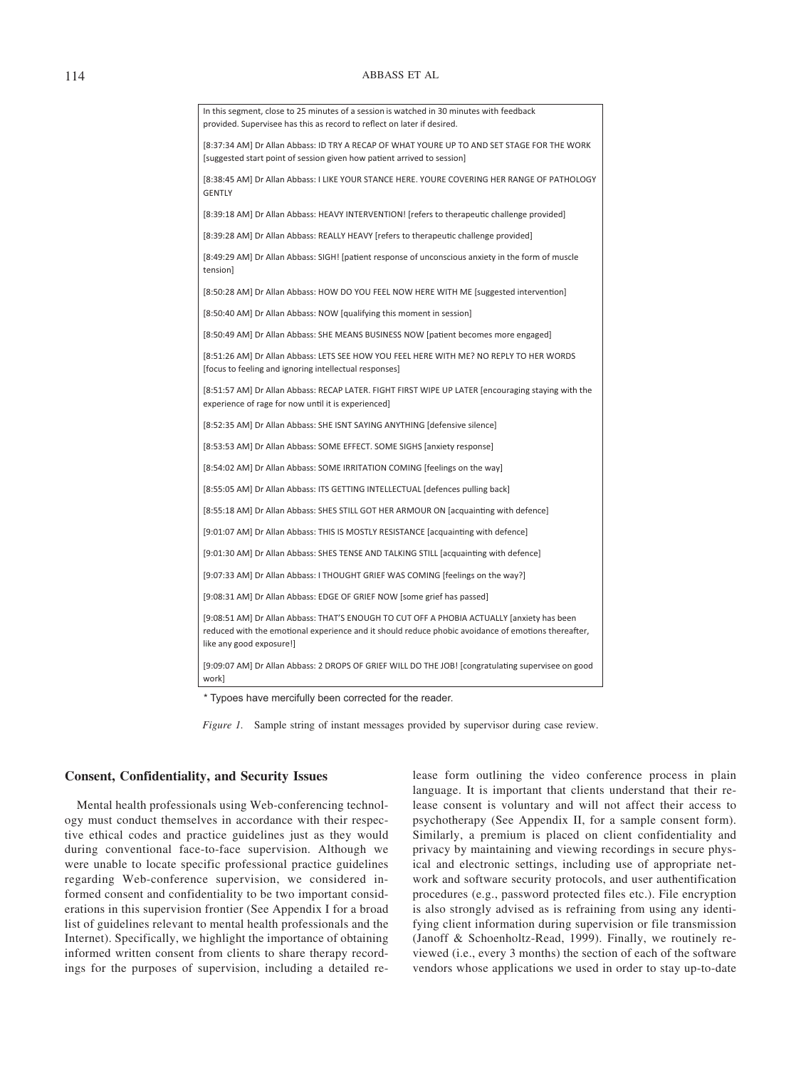In this segment, close to 25 minutes of a session is watched in 30 minutes with feedback provided. Supervisee has this as record to reflect on later if desired.

[8:37:34 AM] Dr Allan Abbass: ID TRY A RECAP OF WHAT YOURE UP TO AND SET STAGE FOR THE WORK [suggested start point of session given how patient arrived to session]

[8:38:45 AM] Dr Allan Abbass: I LIKE YOUR STANCE HERE. YOURE COVERING HER RANGE OF PATHOLOGY GENTLY

[8:39:18 AM] Dr Allan Abbass: HEAVY INTERVENTION! [refers to therapeutic challenge provided]

[8:39:28 AM] Dr Allan Abbass: REALLY HEAVY [refers to therapeutic challenge provided]

[8:49:29 AM] Dr Allan Abbass: SIGH! [patient response of unconscious anxiety in the form of muscle tension]

[8:50:28 AM] Dr Allan Abbass: HOW DO YOU FEEL NOW HERE WITH ME [suggested intervention]

[8:50:40 AM] Dr Allan Abbass: NOW [qualifying this moment in session]

[8:50:49 AM] Dr Allan Abbass: SHE MEANS BUSINESS NOW [patient becomes more engaged]

[8:51:26 AM] Dr Allan Abbass: LETS SEE HOW YOU FEEL HERE WITH ME? NO REPLY TO HER WORDS [focus to feeling and ignoring intellectual responses]

[8:51:57 AM] Dr Allan Abbass: RECAP LATER. FIGHT FIRST WIPE UP LATER [encouraging staying with the experience of rage for now until it is experienced]

[8:52:35 AM] Dr Allan Abbass: SHE ISNT SAYING ANYTHING [defensive silence]

[8:53:53 AM] Dr Allan Abbass: SOME EFFECT. SOME SIGHS [anxiety response]

[8:54:02 AM] Dr Allan Abbass: SOME IRRITATION COMING [feelings on the way]

[8:55:05 AM] Dr Allan Abbass: ITS GETTING INTELLECTUAL [defences pulling back]

[8:55:18 AM] Dr Allan Abbass: SHES STILL GOT HER ARMOUR ON [acquainting with defence]

[9:01:07 AM] Dr Allan Abbass: THIS IS MOSTLY RESISTANCE [acquainting with defence]

[9:01:30 AM] Dr Allan Abbass: SHES TENSE AND TALKING STILL [acquainting with defence]

[9:07:33 AM] Dr Allan Abbass: I THOUGHT GRIEF WAS COMING [feelings on the way?]

[9:08:31 AM] Dr Allan Abbass: EDGE OF GRIEF NOW [some grief has passed]

[9:08:51 AM] Dr Allan Abbass: THAT'S ENOUGH TO CUT OFF A PHOBIA ACTUALLY [anxiety has been reduced with the emotional experience and it should reduce phobic avoidance of emotions thereafter, like any good exposure!]

[9:09:07 AM] Dr Allan Abbass: 2 DROPS OF GRIEF WILL DO THE JOB! [congratulating supervisee on good work]

* Typoes have mercifully been corrected for the reader.

*Figure 1.* Sample string of instant messages provided by supervisor during case review.

## Consent, Confidentiality, and Security Issues

Mental health professionals using Web-conferencing technology must conduct themselves in accordance with their respective ethical codes and practice guidelines just as they would during conventional face-to-face supervision. Although we were unable to locate specific professional practice guidelines regarding Web-conference supervision, we considered informed consent and confidentiality to be two important considerations in this supervision frontier (See Appendix I for a broad list of guidelines relevant to mental health professionals and the Internet). Specifically, we highlight the importance of obtaining informed written consent from clients to share therapy recordings for the purposes of supervision, including a detailed release form outlining the video conference process in plain language. It is important that clients understand that their release consent is voluntary and will not affect their access to psychotherapy (See Appendix II, for a sample consent form). Similarly, a premium is placed on client confidentiality and privacy by maintaining and viewing recordings in secure physical and electronic settings, including use of appropriate network and software security protocols, and user authentification procedures (e.g., password protected files etc.). File encryption is also strongly advised as is refraining from using any identifying client information during supervision or file transmission (Janoff & Schoenholtz-Read, 1999). Finally, we routinely reviewed (i.e., every 3 months) the section of each of the software vendors whose applications we used in order to stay up-to-date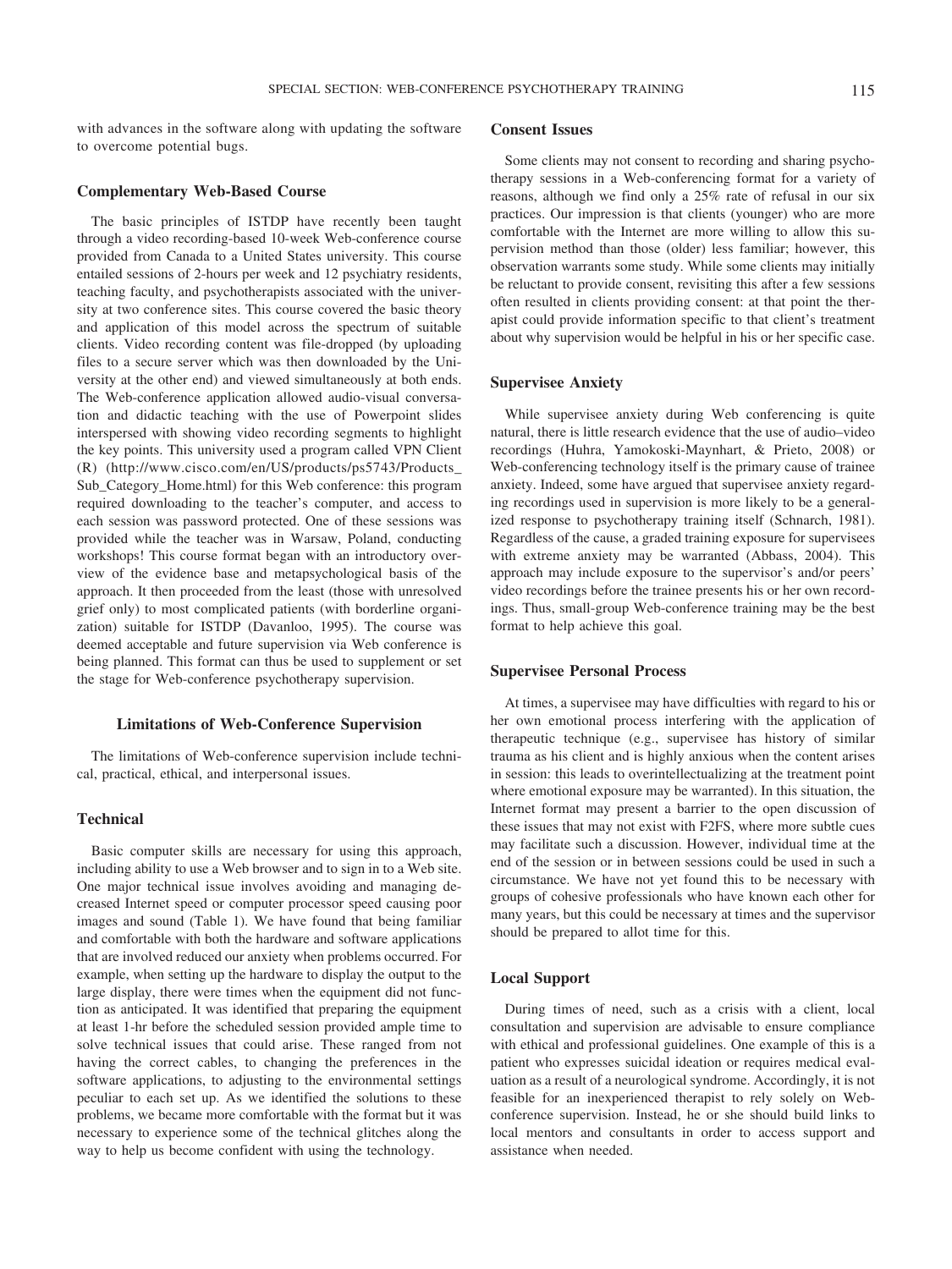with advances in the software along with updating the software to overcome potential bugs.

### Complementary Web-Based Course

The basic principles of ISTDP have recently been taught through a video recording-based 10-week Web-conference course provided from Canada to a United States university. This course entailed sessions of 2-hours per week and 12 psychiatry residents, teaching faculty, and psychotherapists associated with the university at two conference sites. This course covered the basic theory and application of this model across the spectrum of suitable clients. Video recording content was file-dropped (by uploading files to a secure server which was then downloaded by the University at the other end) and viewed simultaneously at both ends. The Web-conference application allowed audio-visual conversation and didactic teaching with the use of Powerpoint slides interspersed with showing video recording segments to highlight the key points. This university used a program called VPN Client (R) (http://www.cisco.com/en/US/products/ps5743/Products_Sub_Category_Home.html) for this Web conference: this program required downloading to the teacher's computer, and access to each session was password protected. One of these sessions was provided while the teacher was in Warsaw, Poland, conducting workshops! This course format began with an introductory overview of the evidence base and metapsychological basis of the approach. It then proceeded from the least (those with unresolved grief only) to most complicated patients (with borderline organization) suitable for ISTDP (Davanloo, 1995). The course was deemed acceptable and future supervision via Web conference is being planned. This format can thus be used to supplement or set the stage for Web-conference psychotherapy supervision.

## Limitations of Web-Conference Supervision

The limitations of Web-conference supervision include technical, practical, ethical, and interpersonal issues.

### Technical

Basic computer skills are necessary for using this approach, including ability to use a Web browser and to sign in to a Web site. One major technical issue involves avoiding and managing decreased Internet speed or computer processor speed causing poor images and sound (Table 1). We have found that being familiar and comfortable with both the hardware and software applications that are involved reduced our anxiety when problems occurred. For example, when setting up the hardware to display the output to the large display, there were times when the equipment did not function as anticipated. It was identified that preparing the equipment at least 1-hr before the scheduled session provided ample time to solve technical issues that could arise. These ranged from not having the correct cables, to changing the preferences in the software applications, to adjusting to the environmental settings peculiar to each set up. As we identified the solutions to these problems, we became more comfortable with the format but it was necessary to experience some of the technical glitches along the way to help us become confident with using the technology.

### Consent Issues

Some clients may not consent to recording and sharing psychotherapy sessions in a Web-conferencing format for a variety of reasons, although we find only a 25% rate of refusal in our six practices. Our impression is that clients (younger) who are more comfortable with the Internet are more willing to allow this supervision method than those (older) less familiar; however, this observation warrants some study. While some clients may initially be reluctant to provide consent, revisiting this after a few sessions often resulted in clients providing consent: at that point the therapist could provide information specific to that client's treatment about why supervision would be helpful in his or her specific case.

### Supervisee Anxiety

While supervisee anxiety during Web conferencing is quite natural, there is little research evidence that the use of audio–video recordings (Huhra, Yamokoski-Maynhart, & Prieto, 2008) or Web-conferencing technology itself is the primary cause of trainee anxiety. Indeed, some have argued that supervisee anxiety regarding recordings used in supervision is more likely to be a generalized response to psychotherapy training itself (Schnarch, 1981). Regardless of the cause, a graded training exposure for supervisees with extreme anxiety may be warranted (Abbass, 2004). This approach may include exposure to the supervisor's and/or peers' video recordings before the trainee presents his or her own recordings. Thus, small-group Web-conference training may be the best format to help achieve this goal.

### Supervisee Personal Process

At times, a supervisee may have difficulties with regard to his or her own emotional process interfering with the application of therapeutic technique (e.g., supervisee has history of similar trauma as his client and is highly anxious when the content arises in session: this leads to overintellectualizing at the treatment point where emotional exposure may be warranted). In this situation, the Internet format may present a barrier to the open discussion of these issues that may not exist with F2FS, where more subtle cues may facilitate such a discussion. However, individual time at the end of the session or in between sessions could be used in such a circumstance. We have not yet found this to be necessary with groups of cohesive professionals who have known each other for many years, but this could be necessary at times and the supervisor should be prepared to allot time for this.

### Local Support

During times of need, such as a crisis with a client, local consultation and supervision are advisable to ensure compliance with ethical and professional guidelines. One example of this is a patient who expresses suicidal ideation or requires medical evaluation as a result of a neurological syndrome. Accordingly, it is not feasible for an inexperienced therapist to rely solely on Web-conference supervision. Instead, he or she should build links to local mentors and consultants in order to access support and assistance when needed.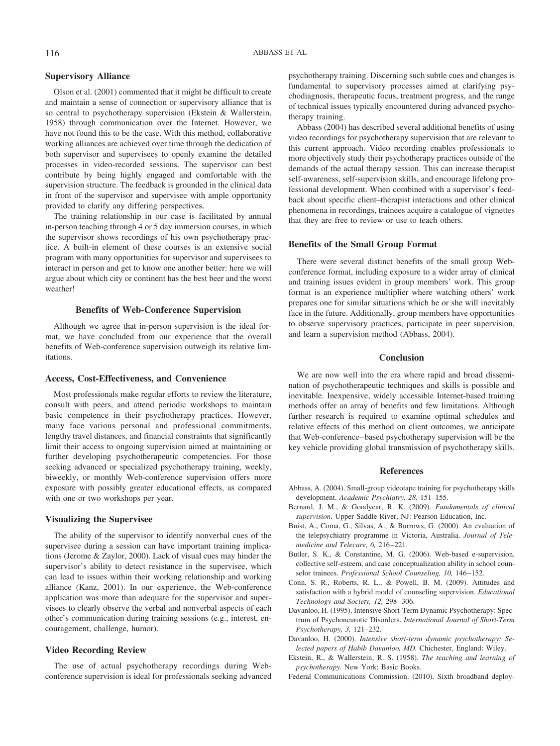### Supervisory Alliance

Olson et al. (2001) commented that it might be difficult to create and maintain a sense of connection or supervisory alliance that is so central to psychotherapy supervision (Ekstein & Wallerstein, 1958) through communication over the Internet. However, we have not found this to be the case. With this method, collaborative working alliances are achieved over time through the dedication of both supervisor and supervisees to openly examine the detailed processes in video-recorded sessions. The supervisor can best contribute by being highly engaged and comfortable with the supervision structure. The feedback is grounded in the clinical data in front of the supervisor and supervisee with ample opportunity provided to clarify any differing perspectives.

The training relationship in our case is facilitated by annual in-person teaching through 4 or 5 day immersion courses, in which the supervisor shows recordings of his own psychotherapy practice. A built-in element of these courses is an extensive social program with many opportunities for supervisor and supervisees to interact in person and get to know one another better: here we will argue about which city or continent has the best beer and the worst weather!

## Benefits of Web-Conference Supervision

Although we agree that in-person supervision is the ideal format, we have concluded from our experience that the overall benefits of Web-conference supervision outweigh its relative limitations.

### Access, Cost-Effectiveness, and Convenience

Most professionals make regular efforts to review the literature, consult with peers, and attend periodic workshops to maintain basic competence in their psychotherapy practices. However, many face various personal and professional commitments, lengthy travel distances, and financial constraints that significantly limit their access to ongoing supervision aimed at maintaining or further developing psychotherapeutic competencies. For those seeking advanced or specialized psychotherapy training, weekly, biweekly, or monthly Web-conference supervision offers more exposure with possibly greater educational effects, as compared with one or two workshops per year.

### Visualizing the Supervisee

The ability of the supervisor to identify nonverbal cues of the supervisee during a session can have important training implications (Jerome & Zaylor, 2000). Lack of visual cues may hinder the supervisor's ability to detect resistance in the supervisee, which can lead to issues within their working relationship and working alliance (Kanz, 2001). In our experience, the Web-conference application was more than adequate for the supervisor and supervisees to clearly observe the verbal and nonverbal aspects of each other's communication during training sessions (e.g., interest, encouragement, challenge, humor).

### Video Recording Review

The use of actual psychotherapy recordings during Web-conference supervision is ideal for professionals seeking advanced psychotherapy training. Discerning such subtle cues and changes is fundamental to supervisory processes aimed at clarifying psychodiagnosis, therapeutic focus, treatment progress, and the range of technical issues typically encountered during advanced psychotherapy training.

Abbass (2004) has described several additional benefits of using video recordings for psychotherapy supervision that are relevant to this current approach. Video recording enables professionals to more objectively study their psychotherapy practices outside of the demands of the actual therapy session. This can increase therapist self-awareness, self-supervision skills, and encourage lifelong professional development. When combined with a supervisor's feedback about specific client–therapist interactions and other clinical phenomena in recordings, trainees acquire a catalogue of vignettes that they are free to review or use to teach others.

### Benefits of the Small Group Format

There were several distinct benefits of the small group Web-conference format, including exposure to a wider array of clinical and training issues evident in group members' work. This group format is an experience multiplier where watching others' work prepares one for similar situations which he or she will inevitably face in the future. Additionally, group members have opportunities to observe supervisory practices, participate in peer supervision, and learn a supervision method (Abbass, 2004).

## Conclusion

We are now well into the era where rapid and broad dissemination of psychotherapeutic techniques and skills is possible and inevitable. Inexpensive, widely accessible Internet-based training methods offer an array of benefits and few limitations. Although further research is required to examine optimal schedules and relative effects of this method on client outcomes, we anticipate that Web-conference–based psychotherapy supervision will be the key vehicle providing global transmission of psychotherapy skills.

## References

Abbass, A. (2004). Small-group videotape training for psychotherapy skills development. *Academic Psychiatry, 28,* 151–155.

Bernard, J. M., & Goodyear, R. K. (2009). *Fundamentals of clinical supervision.* Upper Saddle River, NJ: Pearson Education, Inc.

Buist, A., Coma, G., Silvas, A., & Burrows, G. (2000). An evaluation of the telepsychiatry programme in Victoria, Australia. *Journal of Telemedicine and Telecare, 6,* 216–221.

Butler, S. K., & Constantine, M. G. (2006). Web-based e-supervision, collective self-esteem, and case conceptualization ability in school counselor trainees. *Professional School Counseling, 10,* 146–152.

Conn, S. R., Roberts, R. L., & Powell, B. M. (2009). Attitudes and satisfaction with a hybrid model of counseling supervision. *Educational Technology and Society, 12,* 298–306.

Davanloo, H. (1995). Intensive Short-Term Dynamic Psychotherapy: Spectrum of Psychoneurotic Disorders. *International Journal of Short-Term Psychotherapy, 3,* 121–232.

Davanloo, H. (2000). *Intensive short-term dynamic psychotherapy: Selected papers of Habib Davanloo, MD.* Chichester, England: Wiley.

Ekstein, R., & Wallerstein, R. S. (1958). *The teaching and learning of psychotherapy.* New York: Basic Books.

Federal Communications Commission. (2010). Sixth broadband deploy-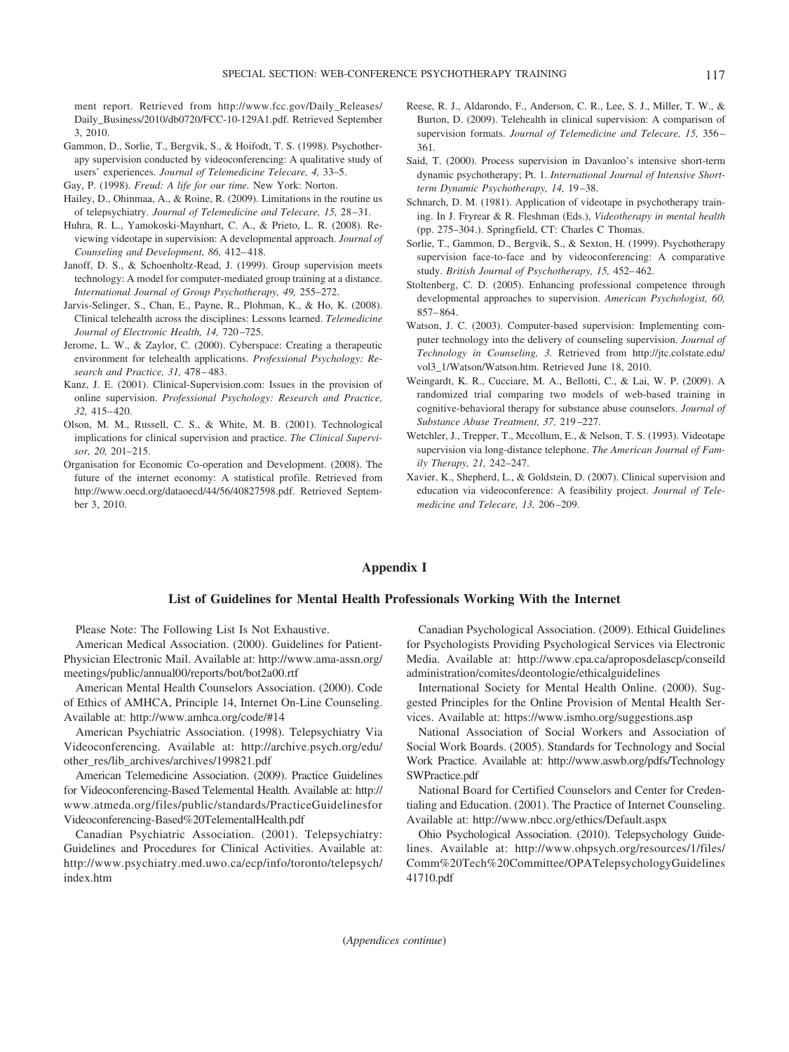ment report. Retrieved from http://www.fcc.gov/Daily_Releases/Daily_Business/2010/db0720/FCC-10-129A1.pdf. Retrieved September 3, 2010.

Gammon, D., Sorlie, T., Bergvik, S., & Hoifodt, T. S. (1998). Psychotherapy supervision conducted by videoconferencing: A qualitative study of users' experiences. *Journal of Telemedicine Telecare, 4,* 33–5.

Gay, P. (1998). *Freud: A life for our time.* New York: Norton.

Hailey, D., Ohinmaa, A., & Roine, R. (2009). Limitations in the routine us of telepsychiatry. *Journal of Telemedicine and Telecare, 15,* 28–31.

Huhra, R. L., Yamokoski-Maynhart, C. A., & Prieto, L. R. (2008). Reviewing videotape in supervision: A developmental approach. *Journal of Counseling and Development, 86,* 412–418.

Janoff, D. S., & Schoenholtz-Read, J. (1999). Group supervision meets technology: A model for computer-mediated group training at a distance. *International Journal of Group Psychotherapy, 49,* 255–272.

Jarvis-Selinger, S., Chan, E., Payne, R., Plohman, K., & Ho, K. (2008). Clinical telehealth across the disciplines: Lessons learned. *Telemedicine Journal of Electronic Health, 14,* 720–725.

Jerome, L. W., & Zaylor, C. (2000). Cyberspace: Creating a therapeutic environment for telehealth applications. *Professional Psychology: Research and Practice, 31,* 478–483.

Kanz, J. E. (2001). Clinical-Supervision.com: Issues in the provision of online supervision. *Professional Psychology: Research and Practice, 32,* 415–420.

Olson, M. M., Russell, C. S., & White, M. B. (2001). Technological implications for clinical supervision and practice. *The Clinical Supervisor, 20,* 201–215.

Organisation for Economic Co-operation and Development. (2008). The future of the internet economy: A statistical profile. Retrieved from http://www.oecd.org/dataoecd/44/56/40827598.pdf. Retrieved September 3, 2010.

Reese, R. J., Aldarondo, F., Anderson, C. R., Lee, S. J., Miller, T. W., & Burton, D. (2009). Telehealth in clinical supervision: A comparison of supervision formats. *Journal of Telemedicine and Telecare, 15,* 356–361.

Said, T. (2000). Process supervision in Davanloo's intensive short-term dynamic psychotherapy; Pt. 1. *International Journal of Intensive Short-term Dynamic Psychotherapy, 14,* 19–38.

Schnarch, D. M. (1981). Application of videotape in psychotherapy training. In J. Fryrear & R. Fleshman (Eds.), *Videotherapy in mental health* (pp. 275–304.). Springfield, CT: Charles C Thomas.

Sorlie, T., Gammon, D., Bergvik, S., & Sexton, H. (1999). Psychotherapy supervision face-to-face and by videoconferencing: A comparative study. *British Journal of Psychotherapy, 15,* 452–462.

Stoltenberg, C. D. (2005). Enhancing professional competence through developmental approaches to supervision. *American Psychologist, 60,* 857–864.

Watson, J. C. (2003). Computer-based supervision: Implementing computer technology into the delivery of counseling supervision. *Journal of Technology in Counseling, 3.* Retrieved from http://jtc.colstate.edu/vol3_1/Watson/Watson.htm. Retrieved June 18, 2010.

Weingardt, K. R., Cucciare, M. A., Bellotti, C., & Lai, W. P. (2009). A randomized trial comparing two models of web-based training in cognitive-behavioral therapy for substance abuse counselors. *Journal of Substance Abuse Treatment, 37,* 219–227.

Wetchler, J., Trepper, T., Mccollum, E., & Nelson, T. S. (1993). Videotape supervision via long-distance telephone. *The American Journal of Family Therapy, 21,* 242–247.

Xavier, K., Shepherd, L., & Goldstein, D. (2007). Clinical supervision and education via videoconference: A feasibility project. *Journal of Telemedicine and Telecare, 13,* 206–209.

## Appendix I

### List of Guidelines for Mental Health Professionals Working With the Internet

Please Note: The Following List Is Not Exhaustive.

American Medical Association. (2000). Guidelines for Patient-Physician Electronic Mail. Available at: http://www.ama-assn.org/meetings/public/annual00/reports/bot/bot2a00.rtf

American Mental Health Counselors Association. (2000). Code of Ethics of AMHCA, Principle 14, Internet On-Line Counseling. Available at: http://www.amhca.org/code/#14

American Psychiatric Association. (1998). Telepsychiatry Via Videoconferencing. Available at: http://archive.psych.org/edu/other_res/lib_archives/archives/199821.pdf

American Telemedicine Association. (2009). Practice Guidelines for Videoconferencing-Based Telemental Health. Available at: http://www.atmeda.org/files/public/standards/PracticeGuidelinesforVideoconferencing-Based%20TelementalHealth.pdf

Canadian Psychiatric Association. (2001). Telepsychiatry: Guidelines and Procedures for Clinical Activities. Available at: http://www.psychiatry.med.uwo.ca/ecp/info/toronto/telepsych/index.htm

Canadian Psychological Association. (2009). Ethical Guidelines for Psychologists Providing Psychological Services via Electronic Media. Available at: http://www.cpa.ca/aproposdelascp/conseildadministration/comites/deontologie/ethicalguidelines

International Society for Mental Health Online. (2000). Suggested Principles for the Online Provision of Mental Health Services. Available at: https://www.ismho.org/suggestions.asp

National Association of Social Workers and Association of Social Work Boards. (2005). Standards for Technology and Social Work Practice. Available at: http://www.aswb.org/pdfs/TechnologySWPractice.pdf

National Board for Certified Counselors and Center for Credentialing and Education. (2001). The Practice of Internet Counseling. Available at: http://www.nbcc.org/ethics/Default.aspx

Ohio Psychological Association. (2010). Telepsychology Guidelines. Available at: http://www.ohpsych.org/resources/1/files/Comm%20Tech%20Committee/OPATelepsychologyGuidelines41710.pdf

(*Appendices continue*)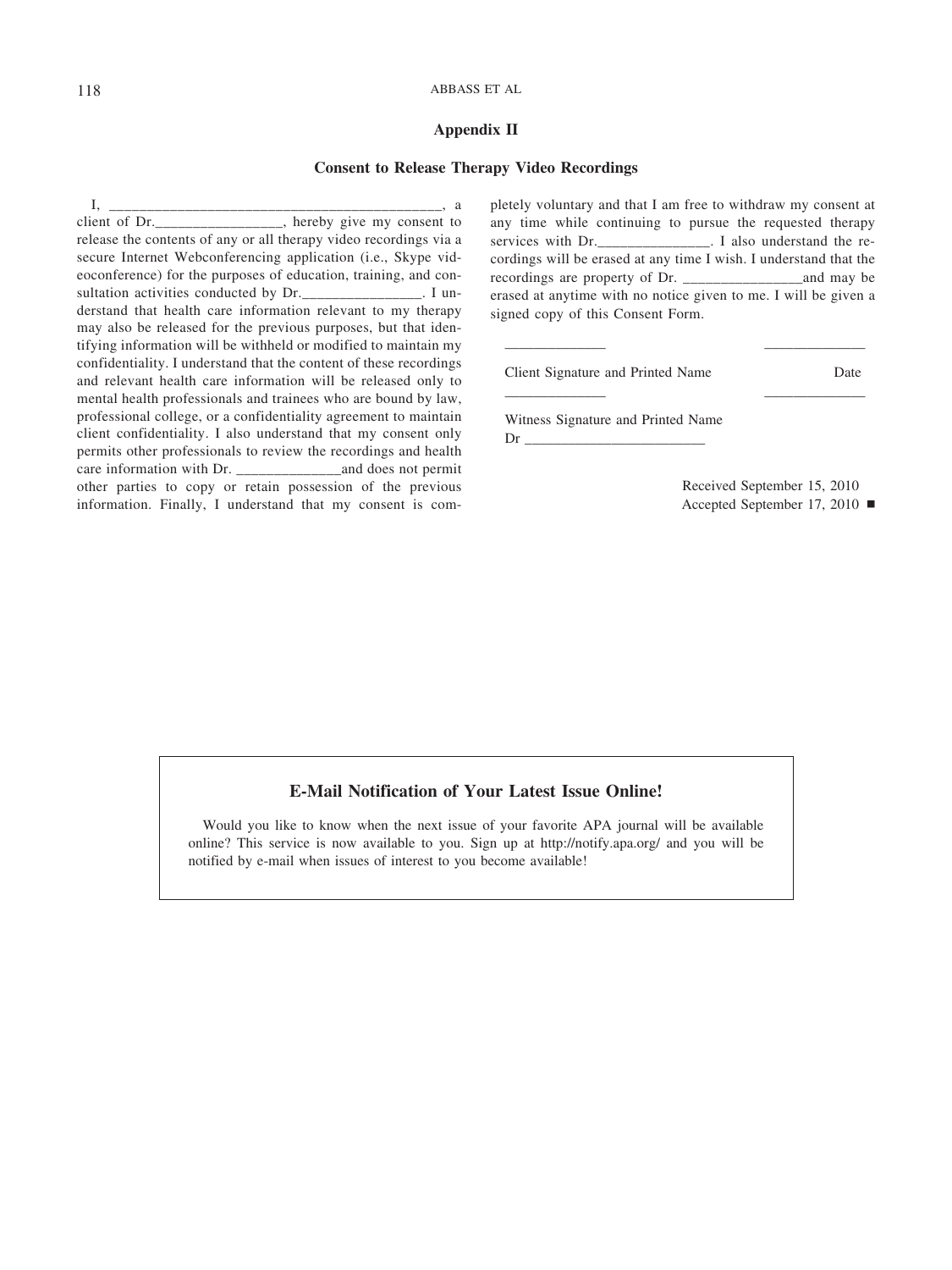## Appendix II

### Consent to Release Therapy Video Recordings

I, _______________________________________________, a client of Dr._________________, hereby give my consent to release the contents of any or all therapy video recordings via a secure Internet Webconferencing application (i.e., Skype videoconference) for the purposes of education, training, and consultation activities conducted by Dr.________________. I understand that health care information relevant to my therapy may also be released for the previous purposes, but that identifying information will be withheld or modified to maintain my confidentiality. I understand that the content of these recordings and relevant health care information will be released only to mental health professionals and trainees who are bound by law, professional college, or a confidentiality agreement to maintain client confidentiality. I also understand that my consent only permits other professionals to review the recordings and health care information with Dr. ______________and does not permit other parties to copy or retain possession of the previous information. Finally, I understand that my consent is completely voluntary and that I am free to withdraw my consent at any time while continuing to pursue the requested therapy services with Dr._______________. I also understand the recordings will be erased at any time I wish. I understand that the recordings are property of Dr. ________________and may be erased at anytime with no notice given to me. I will be given a signed copy of this Consent Form.

_____________ _____________

Client Signature and Printed Name Date

_____________ _____________

Witness Signature and Printed Name

Dr _________________________

Received September 15, 2010

Accepted September 17, 2010 ■

---

**E-Mail Notification of Your Latest Issue Online!**

Would you like to know when the next issue of your favorite APA journal will be available online? This service is now available to you. Sign up at http://notify.apa.org/ and you will be notified by e-mail when issues of interest to you become available!